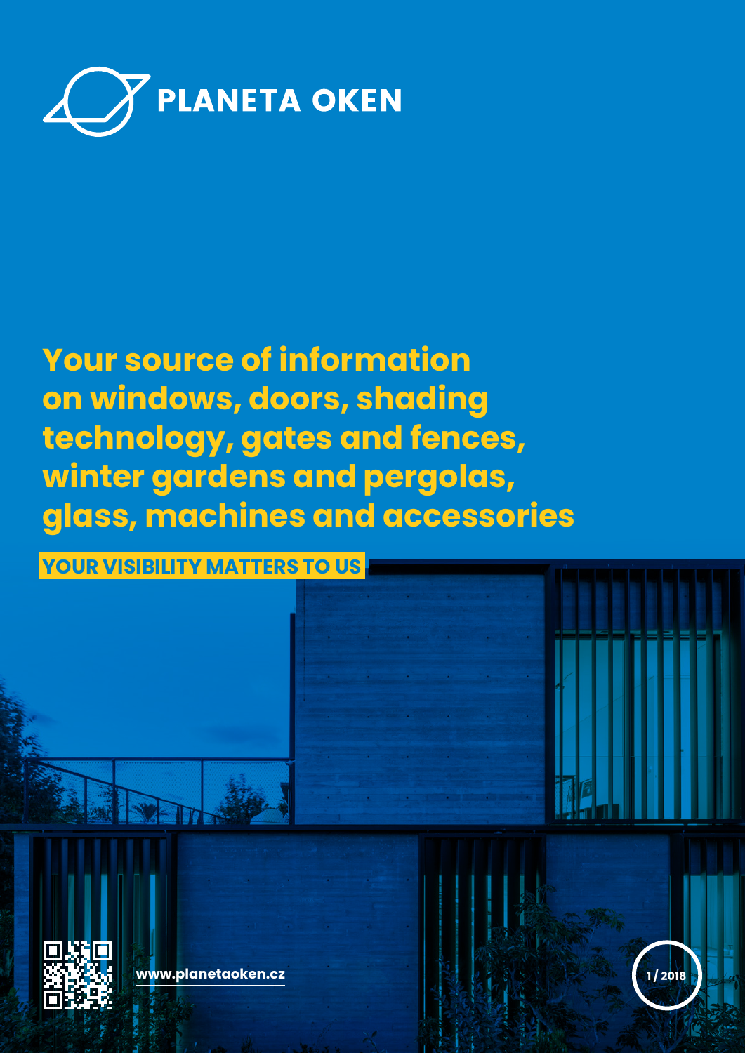# PLANETA OKEN

## Your source of information on windows, doors, shading technology, gates and fences, winter gardens and pergolas, glass, machines and accessories

**YOUR VISIBILITY MATTERS TO US**

www.planetaoken.cz

1 / 2018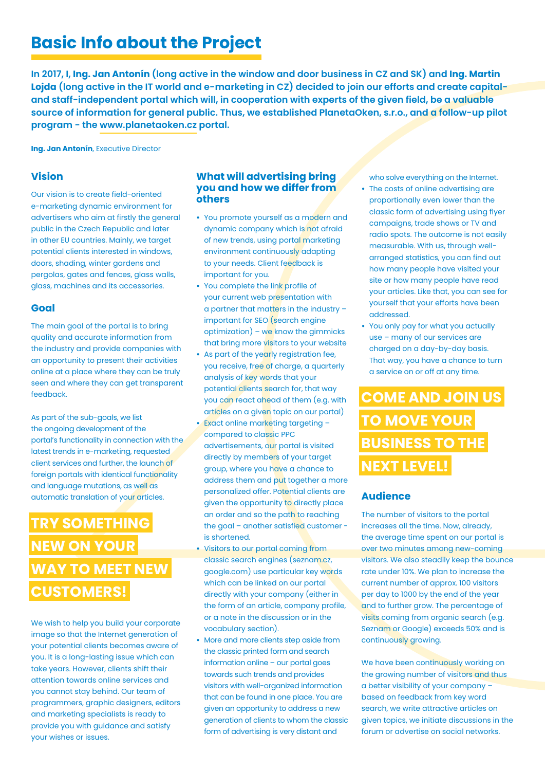# Basic Info about the Project

**In 2017, I, Ing. Jan Antonín (long active in the window and door business in CZ and SK) and Ing. Martin Lojda (long active in the IT world and e-marketing in CZ) decided to join our efforts and create capital- and staff-independent portal which will, in cooperation with experts of the given field, be a valuable source of information for general public. Thus, we established PlanetaOken, s.r.o., and a follow-up pilot program - the www.planetaoken.cz portal.**

**Ing. Jan Antonín**, Executive Director

## Vision

Our vision is to create field-oriented e-marketing dynamic environment for advertisers who aim at firstly the general public in the Czech Republic and later in other EU countries. Mainly, we target potential clients interested in windows, doors, shading, winter gardens and pergolas, gates and fences, glass walls, glass, machines and its accessories.

## Goal

The main goal of the portal is to bring quality and accurate information from the industry and provide companies with an opportunity to present their activities online at a place where they can be truly seen and where they can get transparent feedback.

As part of the sub-goals, we list the ongoing development of the portal's functionality in connection with the latest trends in e-marketing, requested client services and further, the launch of foreign portals with identical functionality and language mutations, as well as automatic translation of your articles.

**TRY SOMETHING NEW ON YOUR WAY TO MEET NEW CUSTOMERS!**

We wish to help you build your corporate image so that the Internet generation of your potential clients becomes aware of you. It is a long-lasting issue which can take years. However, clients shift their attention towards online services and you cannot stay behind. Our team of programmers, graphic designers, editors and marketing specialists is ready to provide you with guidance and satisfy your wishes or issues.

## What will advertising bring you and how we differ from others

- You promote yourself as a modern and dynamic company which is not afraid of new trends, using portal marketing environment continuously adapting to your needs. Client feedback is important for you.
- You complete the link profile of your current web presentation with a partner that matters in the industry – important for SEO (search engine optimization) – we know the gimmicks that bring more visitors to your website
- As part of the yearly registration fee, you receive, free of charge, a quarterly analysis of key words that your potential clients search for, that way you can react ahead of them (e.g. with articles on a given topic on our portal)
- Exact online marketing targeting – compared to classic PPC advertisements, our portal is visited directly by members of your target group, where you have a chance to address them and put together a more personalized offer. Potential clients are given the opportunity to directly place an order and so the path to reaching the goal – another satisfied customer - is shortened.
- Visitors to our portal coming from classic search engines (seznam.cz, google.com) use particular key words which can be linked on our portal directly with your company (either in the form of an article, company profile, or a note in the discussion or in the vocabulary section).
- More and more clients step aside from the classic printed form and search information online – our portal goes towards such trends and provides visitors with well-organized information that can be found in one place. You are given an opportunity to address a new generation of clients to whom the classic form of advertising is very distant and who solve everything on the Internet.
- The costs of online advertising are proportionally even lower than the classic form of advertising using flyer campaigns, trade shows or TV and radio spots. The outcome is not easily measurable. With us, through well-arranged statistics, you can find out how many people have visited your site or how many people have read your articles. Like that, you can see for yourself that your efforts have been addressed.
- You only pay for what you actually use – many of our services are charged on a day-by-day basis. That way, you have a chance to turn a service on or off at any time.

**COME AND JOIN US TO MOVE YOUR BUSINESS TO THE NEXT LEVEL!**

## Audience

The number of visitors to the portal increases all the time. Now, already, the average time spent on our portal is over two minutes among new-coming visitors. We also steadily keep the bounce rate under 10%. We plan to increase the current number of approx. 100 visitors per day to 1000 by the end of the year and to further grow. The percentage of visits coming from organic search (e.g. Seznam or Google) exceeds 50% and is continuously growing.

We have been continuously working on the growing number of visitors and thus a better visibility of your company – based on feedback from key word search, we write attractive articles on given topics, we initiate discussions in the forum or advertise on social networks.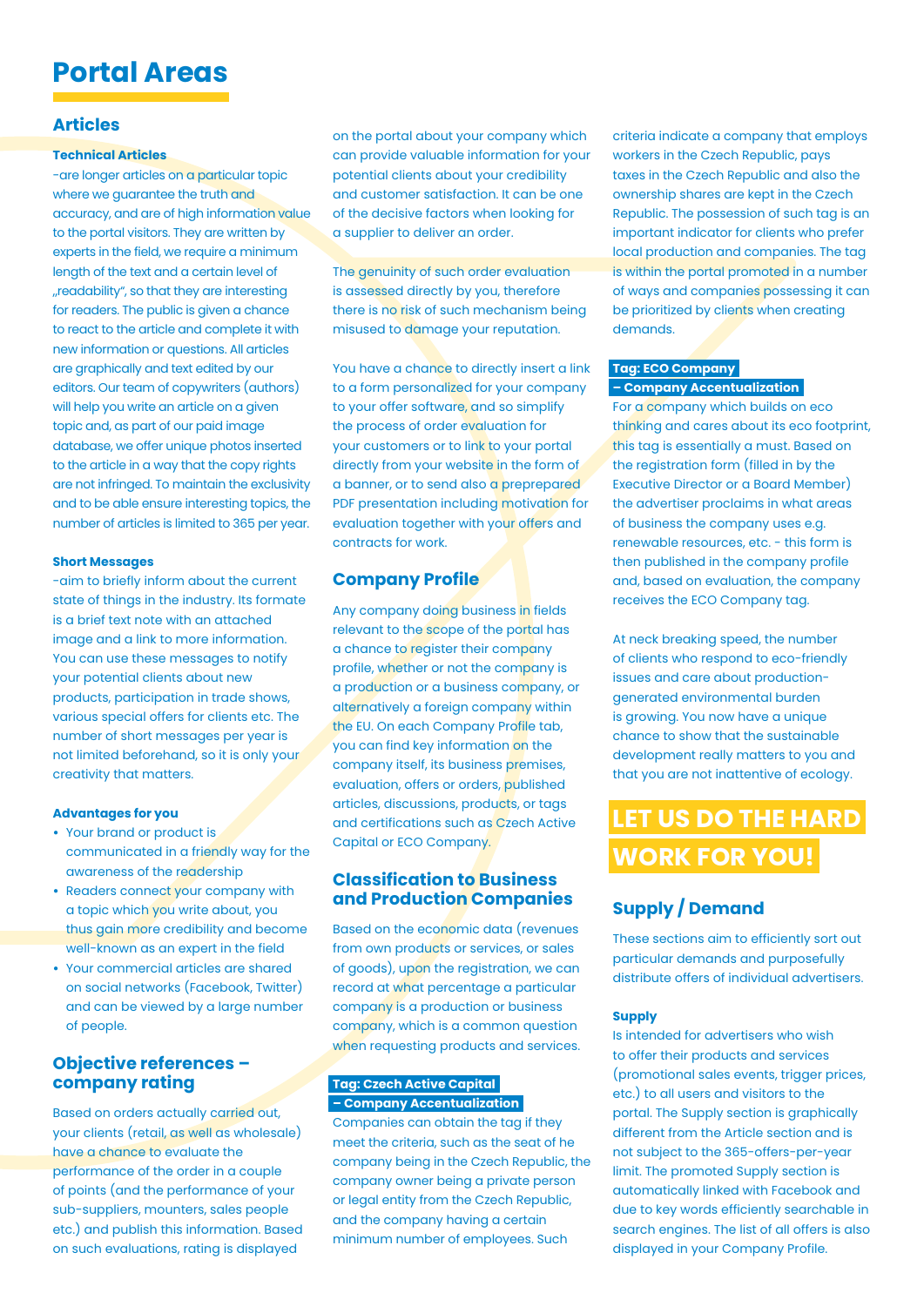# Portal Areas

## Articles

### Technical Articles

-are longer articles on a particular topic where we guarantee the truth and accuracy, and are of high information value to the portal visitors. They are written by experts in the field, we require a minimum length of the text and a certain level of „readability", so that they are interesting for readers. The public is given a chance to react to the article and complete it with new information or questions. All articles are graphically and text edited by our editors. Our team of copywriters (authors) will help you write an article on a given topic and, as part of our paid image database, we offer unique photos inserted to the article in a way that the copy rights are not infringed. To maintain the exclusivity and to be able ensure interesting topics, the number of articles is limited to 365 per year.

### Short Messages

-aim to briefly inform about the current state of things in the industry. Its formate is a brief text note with an attached image and a link to more information. You can use these messages to notify your potential clients about new products, participation in trade shows, various special offers for clients etc. The number of short messages per year is not limited beforehand, so it is only your creativity that matters.

### Advantages for you

- Your brand or product is communicated in a friendly way for the awareness of the readership
- Readers connect your company with a topic which you write about, you thus gain more credibility and become well-known as an expert in the field
- Your commercial articles are shared on social networks (Facebook, Twitter) and can be viewed by a large number of people.

## Objective references – company rating

Based on orders actually carried out, your clients (retail, as well as wholesale) have a chance to evaluate the performance of the order in a couple of points (and the performance of your sub-suppliers, mounters, sales people etc.) and publish this information. Based on such evaluations, rating is displayed on the portal about your company which can provide valuable information for your potential clients about your credibility and customer satisfaction. It can be one of the decisive factors when looking for a supplier to deliver an order.

The genuinity of such order evaluation is assessed directly by you, therefore there is no risk of such mechanism being misused to damage your reputation.

You have a chance to directly insert a link to a form personalized for your company to your offer software, and so simplify the process of order evaluation for your customers or to link to your portal directly from your website in the form of a banner, or to send also a preprepared PDF presentation including motivation for evaluation together with your offers and contracts for work.

## Company Profile

Any company doing business in fields relevant to the scope of the portal has a chance to register their company profile, whether or not the company is a production or a business company, or alternatively a foreign company within the EU. On each Company Profile tab, you can find key information on the company itself, its business premises, evaluation, offers or orders, published articles, discussions, products, or tags and certifications such as Czech Active Capital or ECO Company.

## Classification to Business and Production Companies

Based on the economic data (revenues from own products or services, or sales of goods), upon the registration, we can record at what percentage a particular company is a production or business company, which is a common question when requesting products and services.

### Tag: Czech Active Capital – Company Accentualization

Companies can obtain the tag if they meet the criteria, such as the seat of he company being in the Czech Republic, the company owner being a private person or legal entity from the Czech Republic, and the company having a certain minimum number of employees. Such criteria indicate a company that employs workers in the Czech Republic, pays taxes in the Czech Republic and also the ownership shares are kept in the Czech Republic. The possession of such tag is an important indicator for clients who prefer local production and companies. The tag is within the portal promoted in a number of ways and companies possessing it can be prioritized by clients when creating demands.

### Tag: ECO Company – Company Accentualization

For a company which builds on eco thinking and cares about its eco footprint, this tag is essentially a must. Based on the registration form (filled in by the Executive Director or a Board Member) the advertiser proclaims in what areas of business the company uses e.g. renewable resources, etc. - this form is then published in the company profile and, based on evaluation, the company receives the ECO Company tag.

At neck breaking speed, the number of clients who respond to eco-friendly issues and care about production-generated environmental burden is growing. You now have a unique chance to show that the sustainable development really matters to you and that you are not inattentive of ecology.

**LET US DO THE HARD WORK FOR YOU!**

## Supply / Demand

These sections aim to efficiently sort out particular demands and purposefully distribute offers of individual advertisers.

### Supply

Is intended for advertisers who wish to offer their products and services (promotional sales events, trigger prices, etc.) to all users and visitors to the portal. The Supply section is graphically different from the Article section and is not subject to the 365-offers-per-year limit. The promoted Supply section is automatically linked with Facebook and due to key words efficiently searchable in search engines. The list of all offers is also displayed in your Company Profile.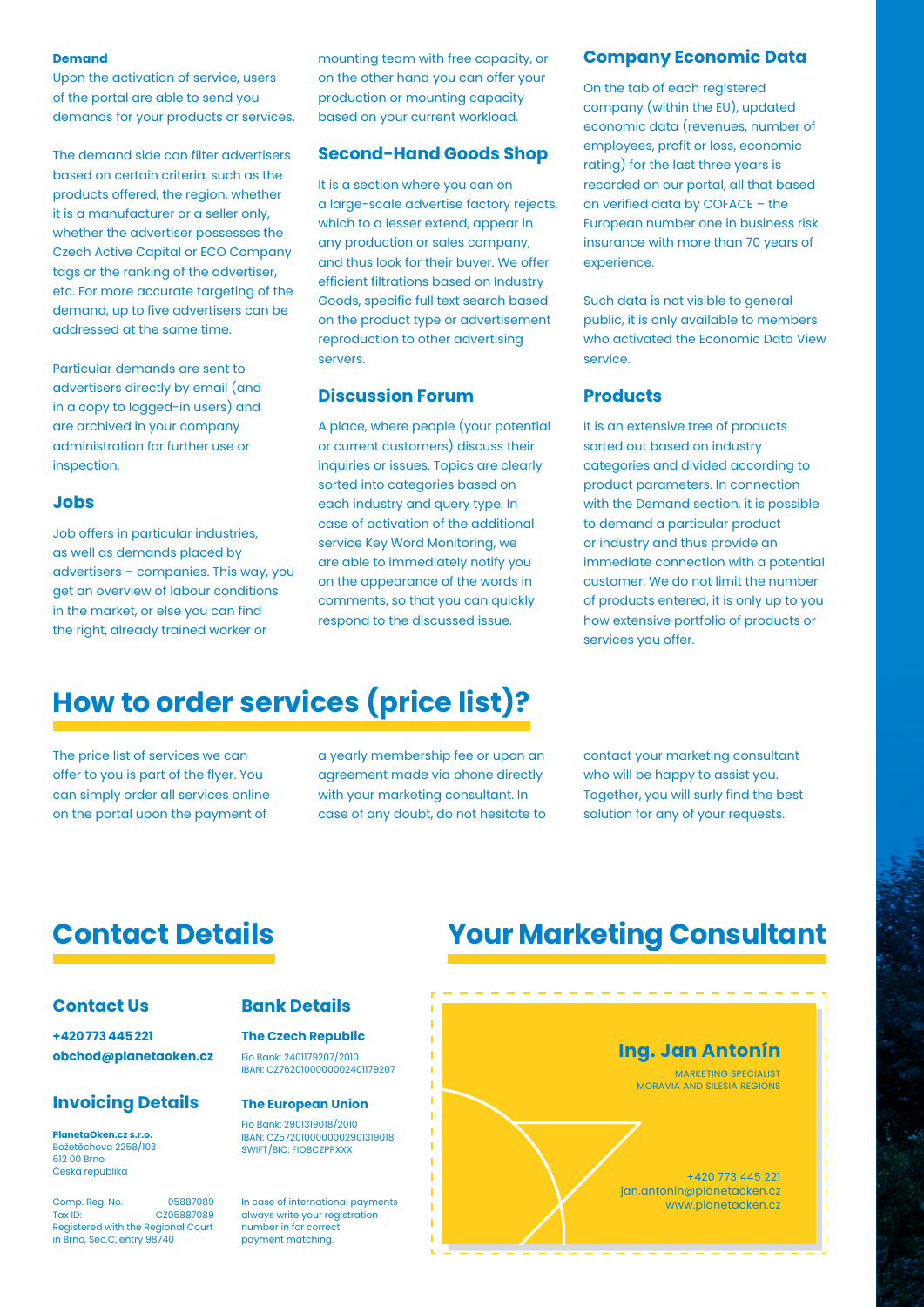**Demand**

Upon the activation of service, users of the portal are able to send you demands for your products or services.

The demand side can filter advertisers based on certain criteria, such as the products offered, the region, whether it is a manufacturer or a seller only, whether the advertiser possesses the Czech Active Capital or ECO Company tags or the ranking of the advertiser, etc. For more accurate targeting of the demand, up to five advertisers can be addressed at the same time.

Particular demands are sent to advertisers directly by email (and in a copy to logged-in users) and are archived in your company administration for further use or inspection.

### Jobs

Job offers in particular industries, as well as demands placed by advertisers – companies. This way, you get an overview of labour conditions in the market, or else you can find the right, already trained worker or mounting team with free capacity, or on the other hand you can offer your production or mounting capacity based on your current workload.

### Second-Hand Goods Shop

It is a section where you can on a large-scale advertise factory rejects, which to a lesser extend, appear in any production or sales company, and thus look for their buyer. We offer efficient filtrations based on Industry Goods, specific full text search based on the product type or advertisement reproduction to other advertising servers.

### Discussion Forum

A place, where people (your potential or current customers) discuss their inquiries or issues. Topics are clearly sorted into categories based on each industry and query type. In case of activation of the additional service Key Word Monitoring, we are able to immediately notify you on the appearance of the words in comments, so that you can quickly respond to the discussed issue.

### Company Economic Data

On the tab of each registered company (within the EU), updated economic data (revenues, number of employees, profit or loss, economic rating) for the last three years is recorded on our portal, all that based on verified data by COFACE – the European number one in business risk insurance with more than 70 years of experience.

Such data is not visible to general public, it is only available to members who activated the Economic Data View service.

### Products

It is an extensive tree of products sorted out based on industry categories and divided according to product parameters. In connection with the Demand section, it is possible to demand a particular product or industry and thus provide an immediate connection with a potential customer. We do not limit the number of products entered, it is only up to you how extensive portfolio of products or services you offer.

## How to order services (price list)?

The price list of services we can offer to you is part of the flyer. You can simply order all services online on the portal upon the payment of a yearly membership fee or upon an agreement made via phone directly with your marketing consultant. In case of any doubt, do not hesitate to contact your marketing consultant who will be happy to assist you. Together, you will surly find the best solution for any of your requests.

## Contact Details

### Contact Us

**+420 773 445 221**
**obchod@planetaoken.cz**

### Invoicing Details

**PlanetaOken.cz s.r.o.**
Božetěchova 2258/103
612 00 Brno
Česká republika

Comp. Reg. No. 05887089
Tax ID: CZ05887089
Registered with the Regional Court in Brno, Sec.C, entry 98740

### Bank Details

**The Czech Republic**
Fio Bank: 2401179207/2010
IBAN: CZ7620100000002401179207

**The European Union**
Fio Bank: 2901319018/2010
IBAN: CZ5720100000002901319018
SWIFT/BIC: FIOBCZPPXXX

In case of international payments always write your registration number in for correct payment matching.

## Your Marketing Consultant

**Ing. Jan Antonín**
MARKETING SPECIALIST
MORAVIA AND SILESIA REGIONS

+420 773 445 221
jan.antonin@planetaoken.cz
www.planetaoken.cz